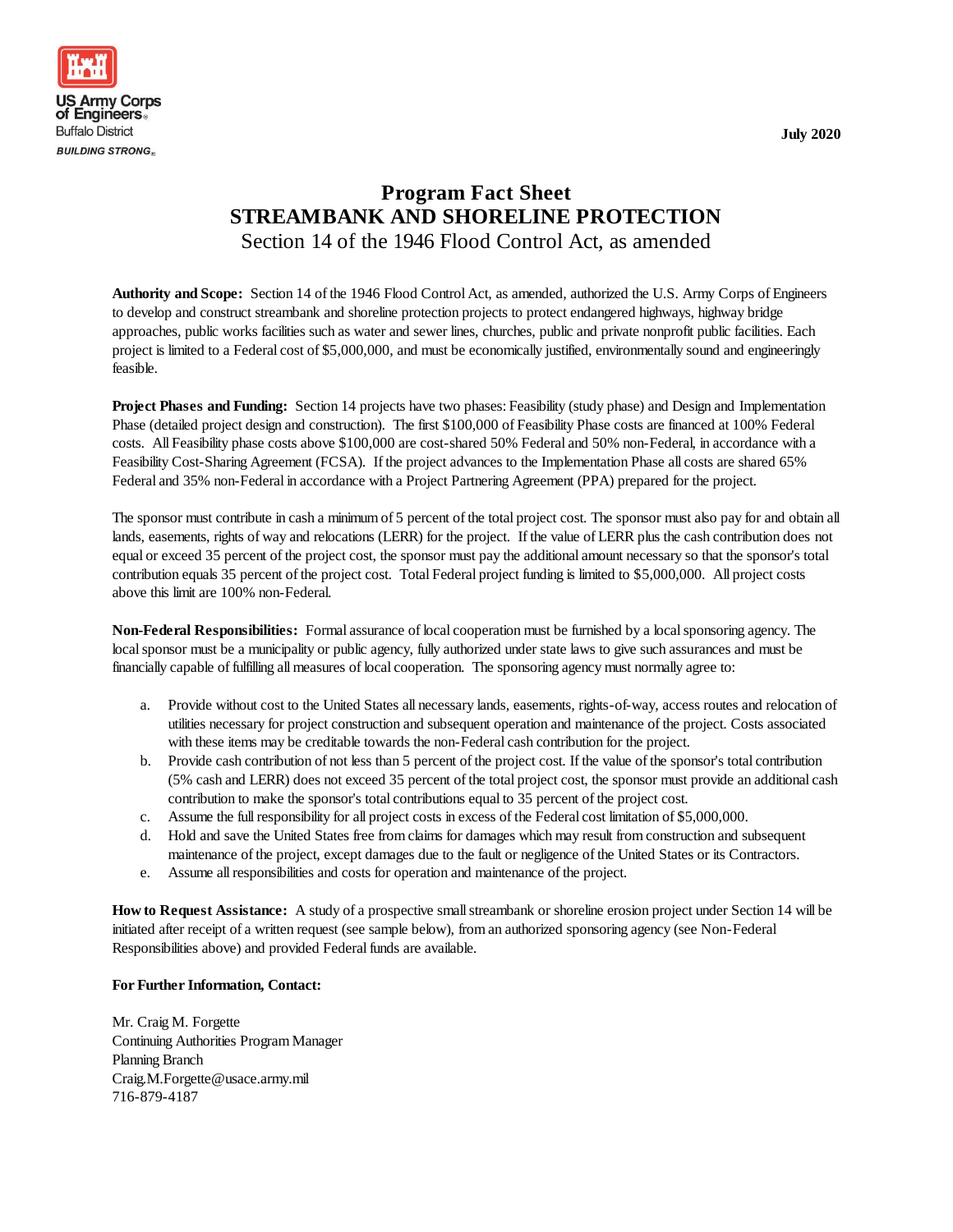US Army Corps of Engineers
Buffalo District
BUILDING STRONG

**July 2020**

# Program Fact Sheet
# STREAMBANK AND SHORELINE PROTECTION
## Section 14 of the 1946 Flood Control Act, as amended

**Authority and Scope:** Section 14 of the 1946 Flood Control Act, as amended, authorized the U.S. Army Corps of Engineers to develop and construct streambank and shoreline protection projects to protect endangered highways, highway bridge approaches, public works facilities such as water and sewer lines, churches, public and private nonprofit public facilities. Each project is limited to a Federal cost of $5,000,000, and must be economically justified, environmentally sound and engineeringly feasible.

**Project Phases and Funding:** Section 14 projects have two phases: Feasibility (study phase) and Design and Implementation Phase (detailed project design and construction). The first $100,000 of Feasibility Phase costs are financed at 100% Federal costs. All Feasibility phase costs above $100,000 are cost-shared 50% Federal and 50% non-Federal, in accordance with a Feasibility Cost-Sharing Agreement (FCSA). If the project advances to the Implementation Phase all costs are shared 65% Federal and 35% non-Federal in accordance with a Project Partnering Agreement (PPA) prepared for the project.

The sponsor must contribute in cash a minimum of 5 percent of the total project cost. The sponsor must also pay for and obtain all lands, easements, rights of way and relocations (LERR) for the project. If the value of LERR plus the cash contribution does not equal or exceed 35 percent of the project cost, the sponsor must pay the additional amount necessary so that the sponsor's total contribution equals 35 percent of the project cost. Total Federal project funding is limited to $5,000,000. All project costs above this limit are 100% non-Federal.

**Non-Federal Responsibilities:** Formal assurance of local cooperation must be furnished by a local sponsoring agency. The local sponsor must be a municipality or public agency, fully authorized under state laws to give such assurances and must be financially capable of fulfilling all measures of local cooperation. The sponsoring agency must normally agree to:

a. Provide without cost to the United States all necessary lands, easements, rights-of-way, access routes and relocation of utilities necessary for project construction and subsequent operation and maintenance of the project. Costs associated with these items may be creditable towards the non-Federal cash contribution for the project.
b. Provide cash contribution of not less than 5 percent of the project cost. If the value of the sponsor's total contribution (5% cash and LERR) does not exceed 35 percent of the total project cost, the sponsor must provide an additional cash contribution to make the sponsor's total contributions equal to 35 percent of the project cost.
c. Assume the full responsibility for all project costs in excess of the Federal cost limitation of $5,000,000.
d. Hold and save the United States free from claims for damages which may result from construction and subsequent maintenance of the project, except damages due to the fault or negligence of the United States or its Contractors.
e. Assume all responsibilities and costs for operation and maintenance of the project.

**How to Request Assistance:** A study of a prospective small streambank or shoreline erosion project under Section 14 will be initiated after receipt of a written request (see sample below), from an authorized sponsoring agency (see Non-Federal Responsibilities above) and provided Federal funds are available.

**For Further Information, Contact:**

Mr. Craig M. Forgette
Continuing Authorities Program Manager
Planning Branch
Craig.M.Forgette@usace.army.mil
716-879-4187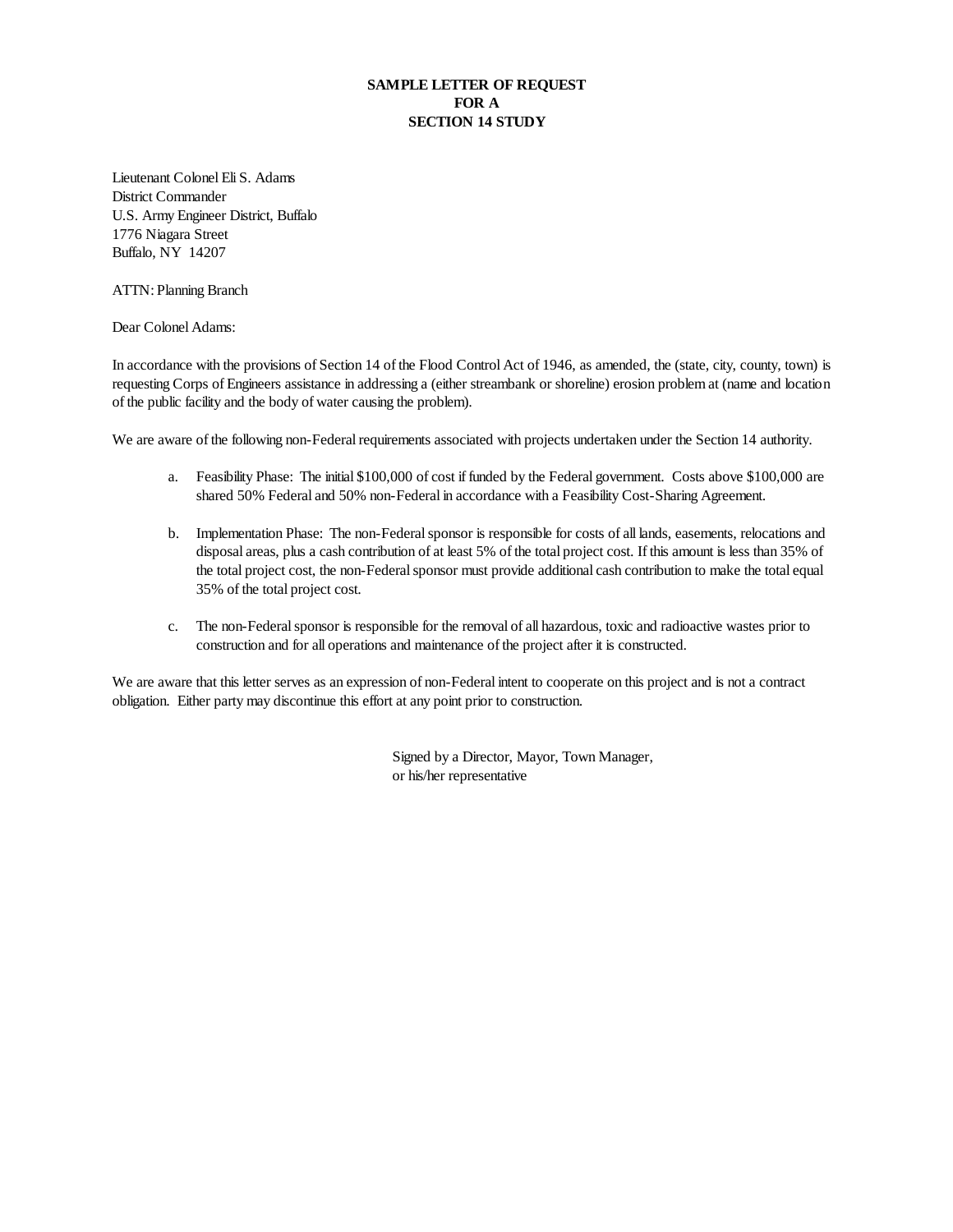**SAMPLE LETTER OF REQUEST**
**FOR A**
**SECTION 14 STUDY**

Lieutenant Colonel Eli S. Adams
District Commander
U.S. Army Engineer District, Buffalo
1776 Niagara Street
Buffalo, NY 14207

ATTN: Planning Branch

Dear Colonel Adams:

In accordance with the provisions of Section 14 of the Flood Control Act of 1946, as amended, the (state, city, county, town) is requesting Corps of Engineers assistance in addressing a (either streambank or shoreline) erosion problem at (name and location of the public facility and the body of water causing the problem).

We are aware of the following non-Federal requirements associated with projects undertaken under the Section 14 authority.

a. Feasibility Phase: The initial $100,000 of cost if funded by the Federal government. Costs above $100,000 are shared 50% Federal and 50% non-Federal in accordance with a Feasibility Cost-Sharing Agreement.

b. Implementation Phase: The non-Federal sponsor is responsible for costs of all lands, easements, relocations and disposal areas, plus a cash contribution of at least 5% of the total project cost. If this amount is less than 35% of the total project cost, the non-Federal sponsor must provide additional cash contribution to make the total equal 35% of the total project cost.

c. The non-Federal sponsor is responsible for the removal of all hazardous, toxic and radioactive wastes prior to construction and for all operations and maintenance of the project after it is constructed.

We are aware that this letter serves as an expression of non-Federal intent to cooperate on this project and is not a contract obligation. Either party may discontinue this effort at any point prior to construction.

Signed by a Director, Mayor, Town Manager,
or his/her representative